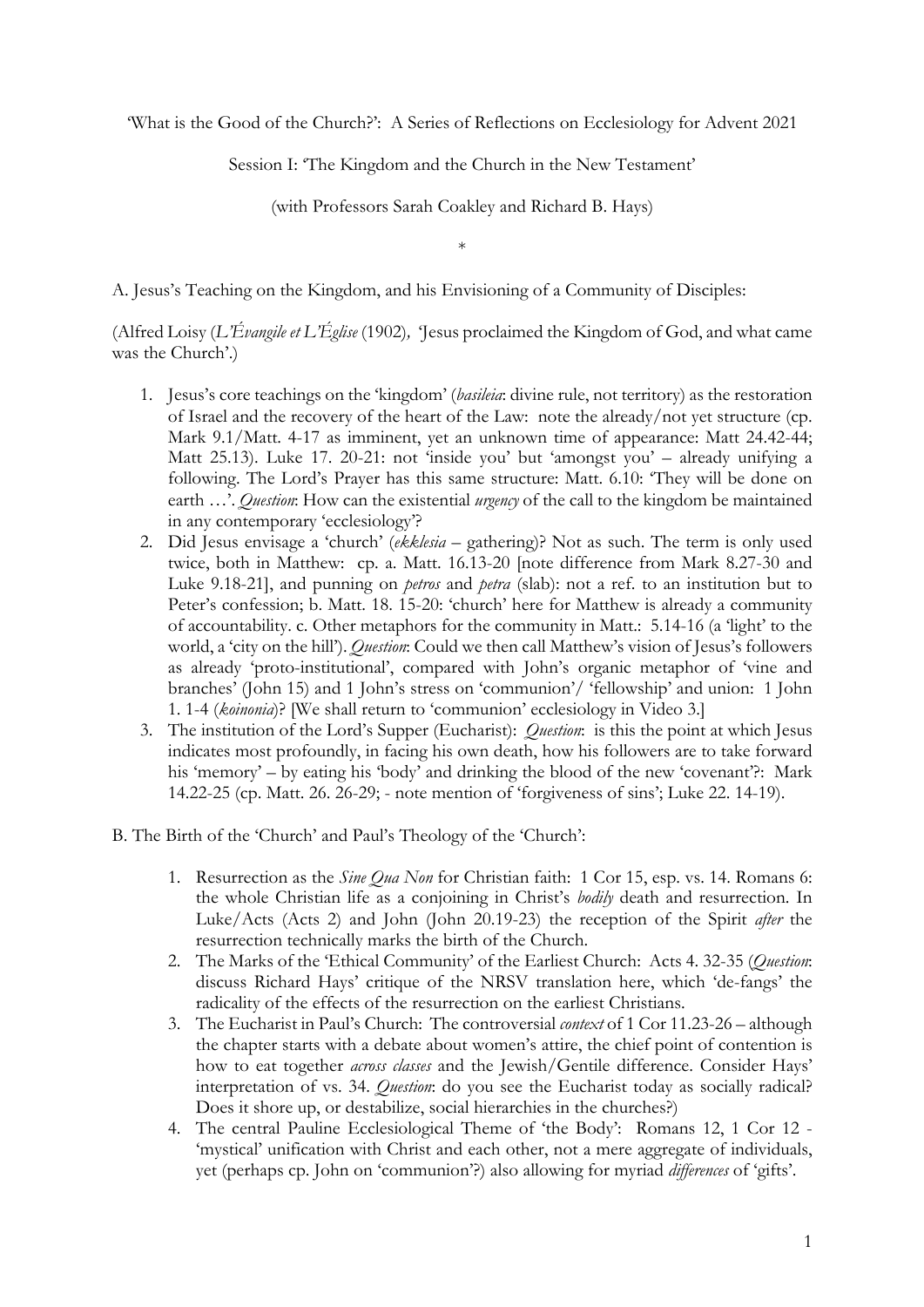'What is the Good of the Church?': A Series of Reflections on Ecclesiology for Advent 2021

Session I: 'The Kingdom and the Church in the New Testament'

(with Professors Sarah Coakley and Richard B. Hays)

\*

A. Jesus's Teaching on the Kingdom, and his Envisioning of a Community of Disciples:

(Alfred Loisy (*L'Évangile et L'Église* (1902), 'Jesus proclaimed the Kingdom of God, and what came was the Church'.)

1. Jesus's core teachings on the 'kingdom' (*basileia*: divine rule, not territory) as the restoration of Israel and the recovery of the heart of the Law: note the already/not yet structure (cp. Mark 9.1/Matt. 4-17 as imminent, yet an unknown time of appearance: Matt 24.42-44; Matt 25.13). Luke 17. 20-21: not 'inside you' but 'amongst you' – already unifying a following. The Lord's Prayer has this same structure: Matt. 6.10: 'They will be done on earth …'. *Question*: How can the existential *urgency* of the call to the kingdom be maintained in any contemporary 'ecclesiology'?
2. Did Jesus envisage a 'church' (*ekklesia* – gathering)? Not as such. The term is only used twice, both in Matthew: cp. a. Matt. 16.13-20 [note difference from Mark 8.27-30 and Luke 9.18-21], and punning on *petros* and *petra* (slab): not a ref. to an institution but to Peter's confession; b. Matt. 18. 15-20: 'church' here for Matthew is already a community of accountability. c. Other metaphors for the community in Matt.: 5.14-16 (a 'light' to the world, a 'city on the hill'). *Question*: Could we then call Matthew's vision of Jesus's followers as already 'proto-institutional', compared with John's organic metaphor of 'vine and branches' (John 15) and 1 John's stress on 'communion'/ 'fellowship' and union: 1 John 1. 1-4 (*koinonia*)? [We shall return to 'communion' ecclesiology in Video 3.]
3. The institution of the Lord's Supper (Eucharist): *Question*: is this the point at which Jesus indicates most profoundly, in facing his own death, how his followers are to take forward his 'memory' – by eating his 'body' and drinking the blood of the new 'covenant'?: Mark 14.22-25 (cp. Matt. 26. 26-29; - note mention of 'forgiveness of sins'; Luke 22. 14-19).

B. The Birth of the 'Church' and Paul's Theology of the 'Church':

1. Resurrection as the *Sine Qua Non* for Christian faith: 1 Cor 15, esp. vs. 14. Romans 6: the whole Christian life as a conjoining in Christ's *bodily* death and resurrection. In Luke/Acts (Acts 2) and John (John 20.19-23) the reception of the Spirit *after* the resurrection technically marks the birth of the Church.
2. The Marks of the 'Ethical Community' of the Earliest Church: Acts 4. 32-35 (*Question*: discuss Richard Hays' critique of the NRSV translation here, which 'de-fangs' the radicality of the effects of the resurrection on the earliest Christians.
3. The Eucharist in Paul's Church: The controversial *context* of 1 Cor 11.23-26 – although the chapter starts with a debate about women's attire, the chief point of contention is how to eat together *across classes* and the Jewish/Gentile difference. Consider Hays' interpretation of vs. 34. *Question*: do you see the Eucharist today as socially radical? Does it shore up, or destabilize, social hierarchies in the churches?)
4. The central Pauline Ecclesiological Theme of 'the Body': Romans 12, 1 Cor 12 - 'mystical' unification with Christ and each other, not a mere aggregate of individuals, yet (perhaps cp. John on 'communion'?) also allowing for myriad *differences* of 'gifts'.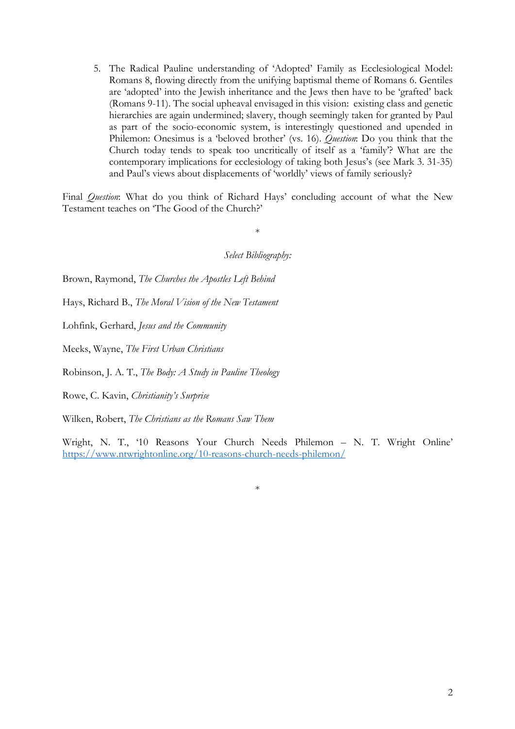5. The Radical Pauline understanding of 'Adopted' Family as Ecclesiological Model: Romans 8, flowing directly from the unifying baptismal theme of Romans 6. Gentiles are 'adopted' into the Jewish inheritance and the Jews then have to be 'grafted' back (Romans 9-11). The social upheaval envisaged in this vision: existing class and genetic hierarchies are again undermined; slavery, though seemingly taken for granted by Paul as part of the socio-economic system, is interestingly questioned and upended in Philemon: Onesimus is a 'beloved brother' (vs. 16). *Question*: Do you think that the Church today tends to speak too uncritically of itself as a 'family'? What are the contemporary implications for ecclesiology of taking both Jesus's (see Mark 3. 31-35) and Paul's views about displacements of 'worldly' views of family seriously?

Final *Question*: What do you think of Richard Hays' concluding account of what the New Testament teaches on 'The Good of the Church?'

*

*Select Bibliography:*

Brown, Raymond, *The Churches the Apostles Left Behind*

Hays, Richard B., *The Moral Vision of the New Testament*

Lohfink, Gerhard, *Jesus and the Community*

Meeks, Wayne, *The First Urban Christians*

Robinson, J. A. T., *The Body: A Study in Pauline Theology*

Rowe, C. Kavin, *Christianity's Surprise*

Wilken, Robert, *The Christians as the Romans Saw Them*

Wright, N. T., '10 Reasons Your Church Needs Philemon – N. T. Wright Online' [https://www.ntwrightonline.org/10-reasons-church-needs-philemon/](https://www.ntwrightonline.org/10-reasons-church-needs-philemon/)

*